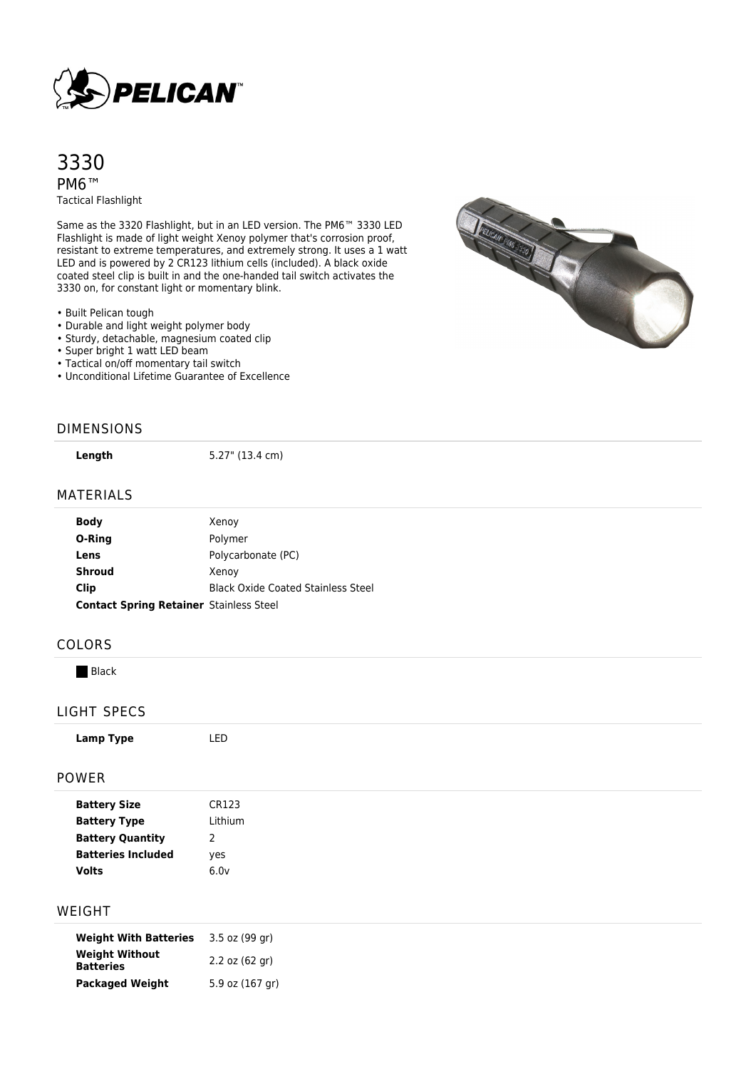# 3330

## PM6™

Tactical Flashlight

Same as the 3320 Flashlight, but in an LED version. The PM6™ 3330 LED Flashlight is made of light weight Xenoy polymer that's corrosion proof, resistant to extreme temperatures, and extremely strong. It uses a 1 watt LED and is powered by 2 CR123 lithium cells (included). A black oxide coated steel clip is built in and the one-handed tail switch activates the 3330 on, for constant light or momentary blink.

- Built Pelican tough
- Durable and light weight polymer body
- Sturdy, detachable, magnesium coated clip
- Super bright 1 watt LED beam
- Tactical on/off momentary tail switch
- Unconditional Lifetime Guarantee of Excellence

## DIMENSIONS

| | |
|---|---|
| **Length** | 5.27" (13.4 cm) |

## MATERIALS

| | |
|---|---|
| **Body** | Xenoy |
| **O-Ring** | Polymer |
| **Lens** | Polycarbonate (PC) |
| **Shroud** | Xenoy |
| **Clip** | Black Oxide Coated Stainless Steel |
| **Contact Spring Retainer** | Stainless Steel |

## COLORS

Black

## LIGHT SPECS

| | |
|---|---|
| **Lamp Type** | LED |

## POWER

| | |
|---|---|
| **Battery Size** | CR123 |
| **Battery Type** | Lithium |
| **Battery Quantity** | 2 |
| **Batteries Included** | yes |
| **Volts** | 6.0v |

## WEIGHT

| | |
|---|---|
| **Weight With Batteries** | 3.5 oz (99 gr) |
| **Weight Without Batteries** | 2.2 oz (62 gr) |
| **Packaged Weight** | 5.9 oz (167 gr) |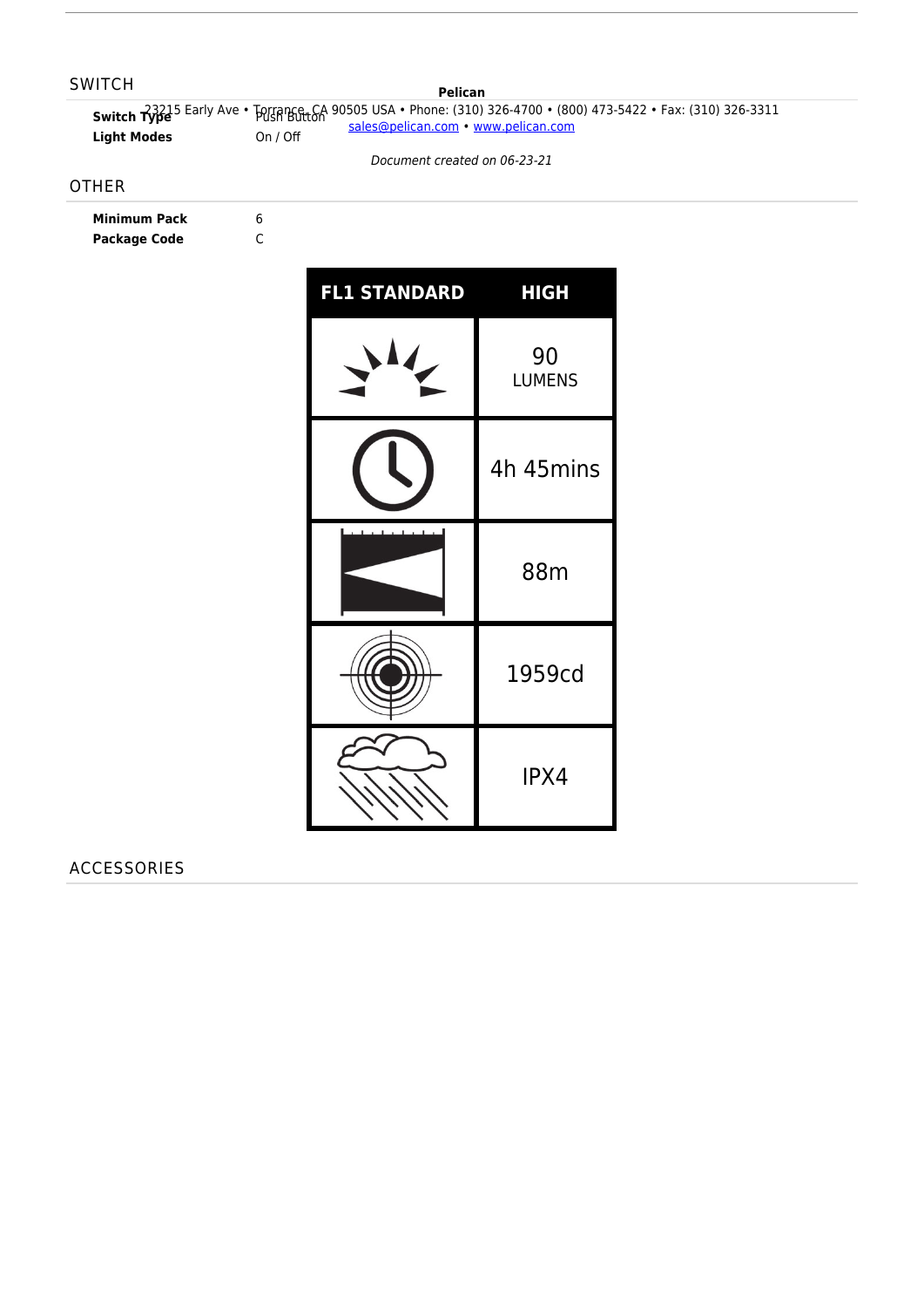## SWITCH

| | |
|---|---|
| **Switch Type** | Push Button |
| **Light Modes** | On / Off |

## OTHER

| | |
|---|---|
| **Minimum Pack** | 6 |
| **Package Code** | C |

| FL1 STANDARD | HIGH |
|---|---|
| | 90 LUMENS |
| | 4h 45mins |
| | 88m |
| | 1959cd |
| | IPX4 |

## ACCESSORIES